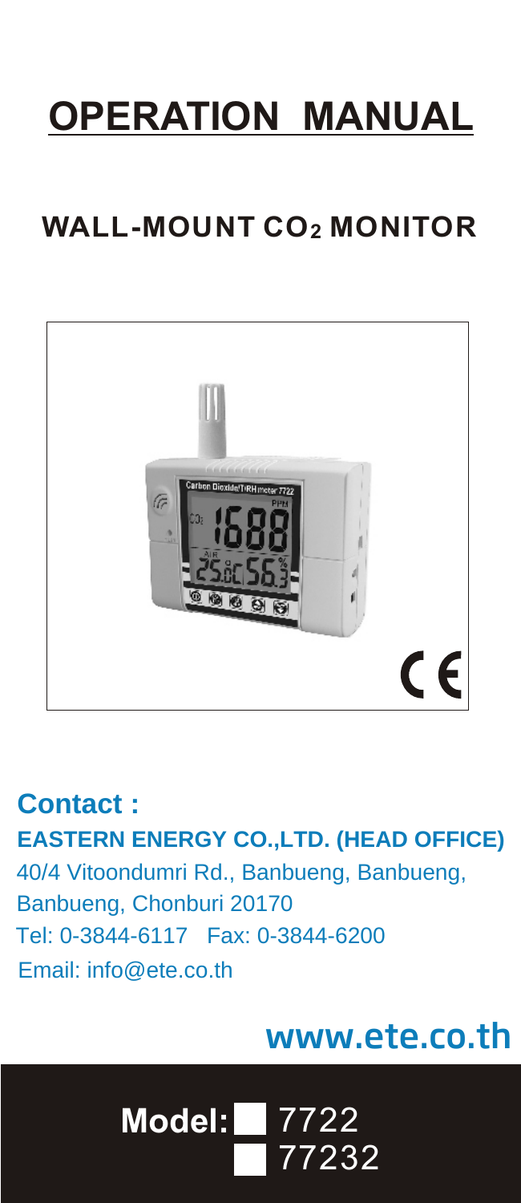# OPERATION MANUAL

## WALL-MOUNT $CO_2$ MONITOR

**Contact :**

**EASTERN ENERGY CO.,LTD. (HEAD OFFICE)**

40/4 Vitoondumri Rd., Banbueng, Banbueng, Banbueng, Chonburi 20170

Tel: 0-3844-6117 Fax: 0-3844-6200

Email: info@ete.co.th

**www.ete.co.th**

**Model:** 7722
77232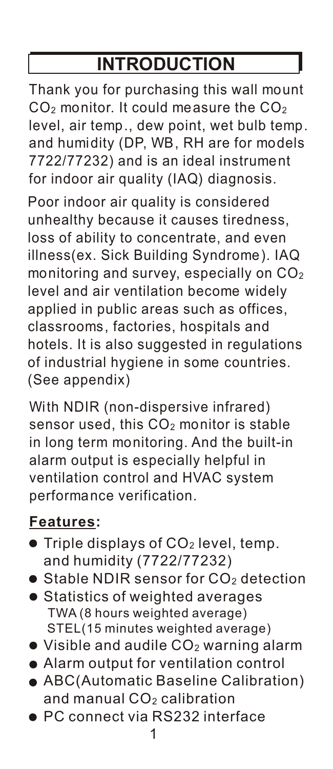# INTRODUCTION

Thank you for purchasing this wall mount $CO_2$ monitor. It could measure the $CO_2$ level, air temp., dew point, wet bulb temp. and humidity (DP, WB, RH are for models 7722/77232) and is an ideal instrument for indoor air quality (IAQ) diagnosis.

Poor indoor air quality is considered unhealthy because it causes tiredness, loss of ability to concentrate, and even illness(ex. Sick Building Syndrome). IAQ monitoring and survey, especially on $CO_2$ level and air ventilation become widely applied in public areas such as offices, classrooms, factories, hospitals and hotels. It is also suggested in regulations of industrial hygiene in some countries. (See appendix)

With NDIR (non-dispersive infrared) sensor used, this $CO_2$ monitor is stable in long term monitoring. And the built-in alarm output is especially helpful in ventilation control and HVAC system performance verification.

**Features:**

- Triple displays of $CO_2$ level, temp. and humidity (7722/77232)
- Stable NDIR sensor for $CO_2$ detection
- Statistics of weighted averages
  TWA (8 hours weighted average)
  STEL(15 minutes weighted average)
- Visible and audile $CO_2$ warning alarm
- Alarm output for ventilation control
- ABC(Automatic Baseline Calibration) and manual $CO_2$ calibration
- PC connect via RS232 interface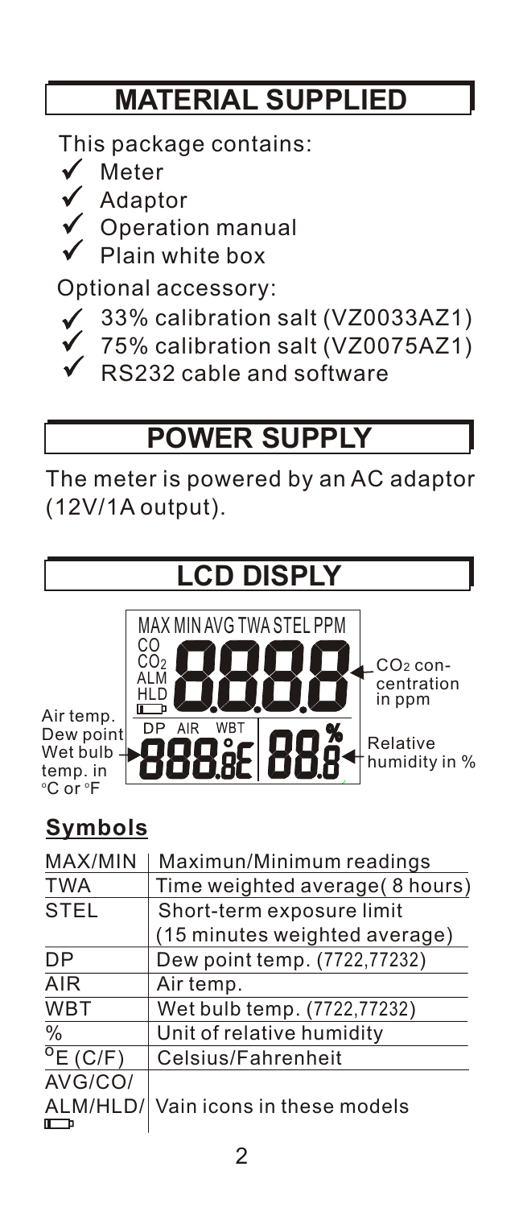## MATERIAL SUPPLIED

This package contains:

- ✓ Meter
- ✓ Adaptor
- ✓ Operation manual
- ✓ Plain white box

Optional accessory:

- ✓ 33% calibration salt (VZ0033AZ1)
- ✓ 75% calibration salt (VZ0075AZ1)
- ✓ RS232 cable and software

## POWER SUPPLY

The meter is powered by an AC adaptor (12V/1A output).

## LCD DISPLY

MAX MIN AVG TWA STEL PPM

CO
$CO_2$
ALM
HLD

DP AIR WBT

Air temp.
Dew point
Wet bulb temp. in °C or °F

$CO_2$ concentration in ppm

Relative humidity in %

### Symbols

| MAX/MIN | Maximun/Minimum readings |
|---|---|
| TWA | Time weighted average( 8 hours) |
| STEL | Short-term exposure limit (15 minutes weighted average) |
| DP | Dew point temp. (7722,77232) |
| AIR | Air temp. |
| WBT | Wet bulb temp. (7722,77232) |
| % | Unit of relative humidity |
| $^{o}$E (C/F) | Celsius/Fahrenheit |
| AVG/CO/ ALM/HLD/ | Vain icons in these models |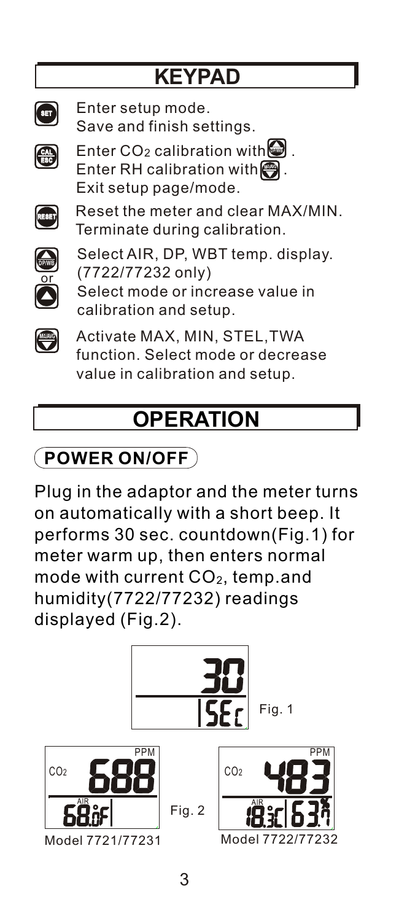# KEYPAD

| Key | Function |
|---|---|
| SET | Enter setup mode. Save and finish settings. |
| CAL/ESC | Enter $CO_2$ calibration with DP/WB. Enter RH calibration with MX/AVG. Exit setup page/mode. |
| RESET | Reset the meter and clear MAX/MIN. Terminate during calibration. |
| DP/WB or ▲ | Select AIR, DP, WBT temp. display. (7722/77232 only) Select mode or increase value in calibration and setup. |
| MX/AVG ▼ | Activate MAX, MIN, STEL,TWA function. Select mode or decrease value in calibration and setup. |

# OPERATION

## POWER ON/OFF

Plug in the adaptor and the meter turns on automatically with a short beep. It performs 30 sec. countdown(Fig.1) for meter warm up, then enters normal mode with current $CO_2$, temp.and humidity(7722/77232) readings displayed (Fig.2).

30 SEC

Fig. 1

Model 7721/77231: $CO_2$ 688 PPM, AIR 68.0°F

Model 7722/77232: $CO_2$ 483 PPM, AIR 18.3°C 63.7%

Fig. 2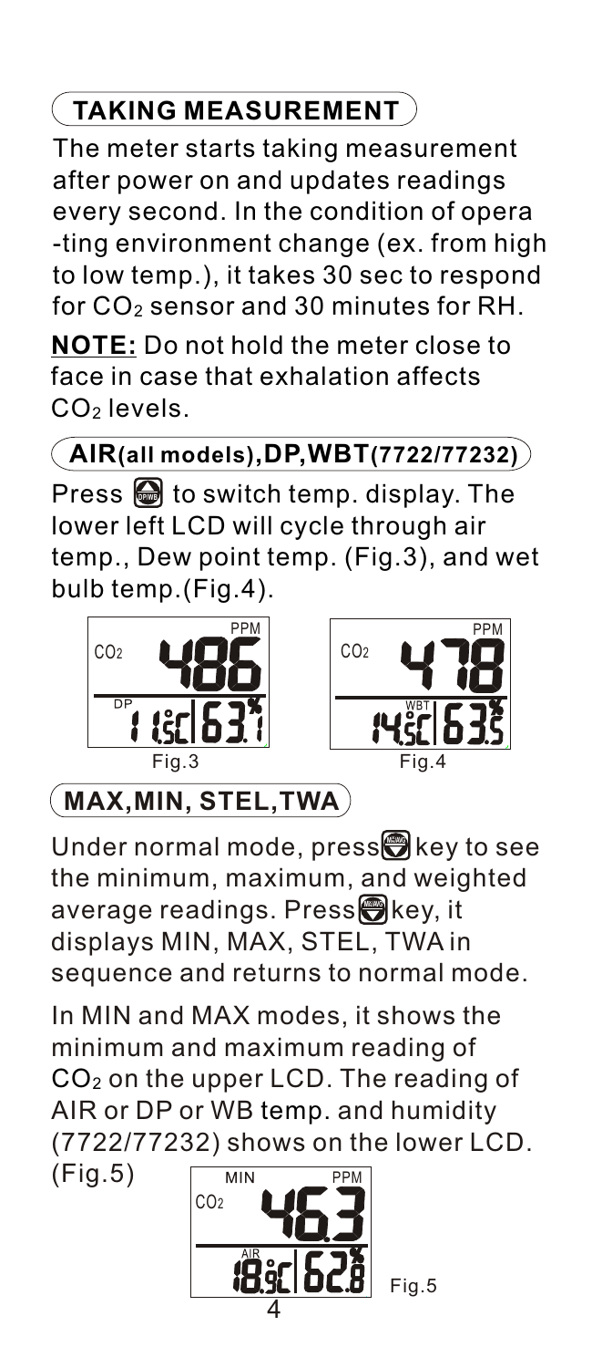## TAKING MEASUREMENT

The meter starts taking measurement after power on and updates readings every second. In the condition of opera -ting environment change (ex. from high to low temp.), it takes 30 sec to respond for $CO_2$ sensor and 30 minutes for RH.

**NOTE:** Do not hold the meter close to face in case that exhalation affects $CO_2$ levels.

## AIR(all models),DP,WBT(7722/77232)

Press [DP/WB] to switch temp. display. The lower left LCD will cycle through air temp., Dew point temp. (Fig.3), and wet bulb temp.(Fig.4).

Fig.3

Fig.4

## MAX,MIN, STEL,TWA

Under normal mode, press [MX/MN/AVG] key to see the minimum, maximum, and weighted average readings. Press [MX/MN/AVG] key, it displays MIN, MAX, STEL, TWA in sequence and returns to normal mode.

In MIN and MAX modes, it shows the minimum and maximum reading of $CO_2$ on the upper LCD. The reading of AIR or DP or WB temp. and humidity (7722/77232) shows on the lower LCD. (Fig.5)

Fig.5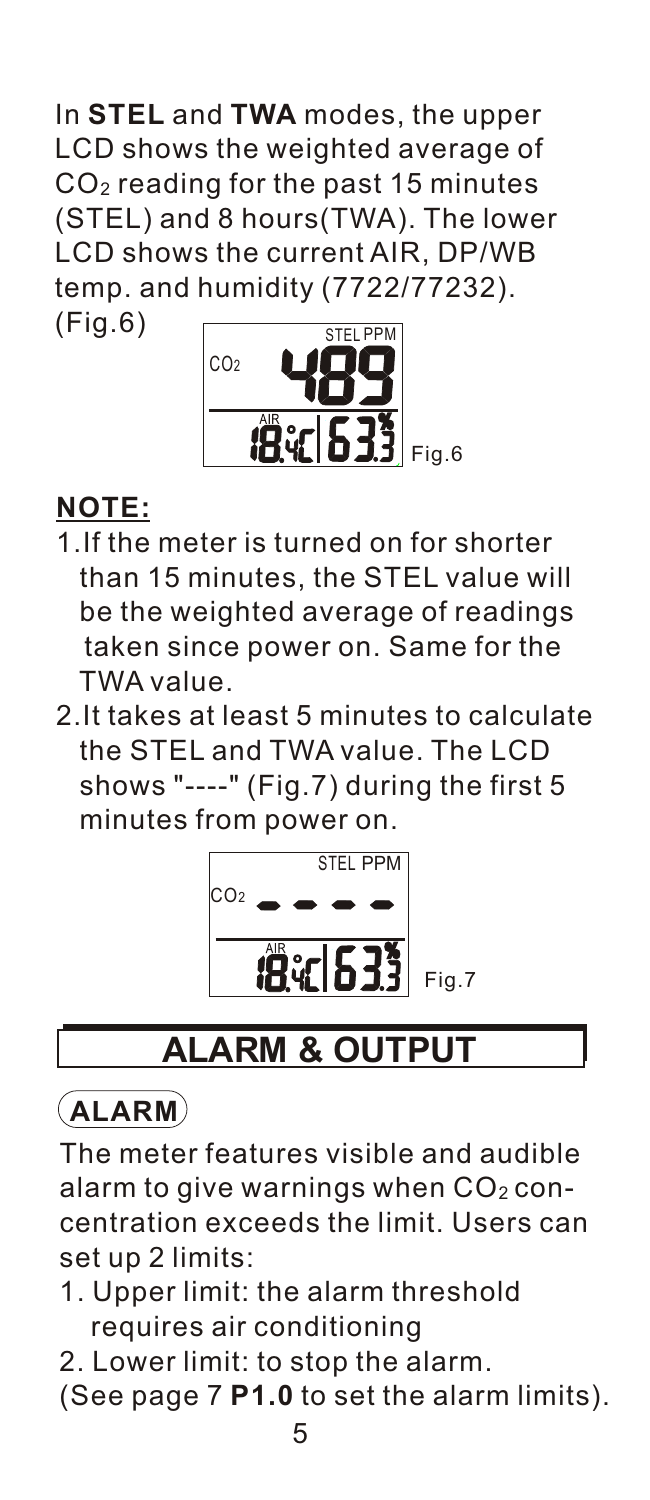In **STEL** and **TWA** modes, the upper LCD shows the weighted average of $CO_2$ reading for the past 15 minutes (STEL) and 8 hours(TWA). The lower LCD shows the current AIR, DP/WB temp. and humidity (7722/77232). (Fig.6)

Fig.6

**NOTE:**

1. If the meter is turned on for shorter than 15 minutes, the STEL value will be the weighted average of readings taken since power on. Same for the TWA value.
2. It takes at least 5 minutes to calculate the STEL and TWA value. The LCD shows "----" (Fig.7) during the first 5 minutes from power on.

Fig.7

## ALARM & OUTPUT

### ALARM

The meter features visible and audible alarm to give warnings when $CO_2$ concentration exceeds the limit. Users can set up 2 limits:

1. Upper limit: the alarm threshold requires air conditioning
2. Lower limit: to stop the alarm.

(See page 7 **P1.0** to set the alarm limits).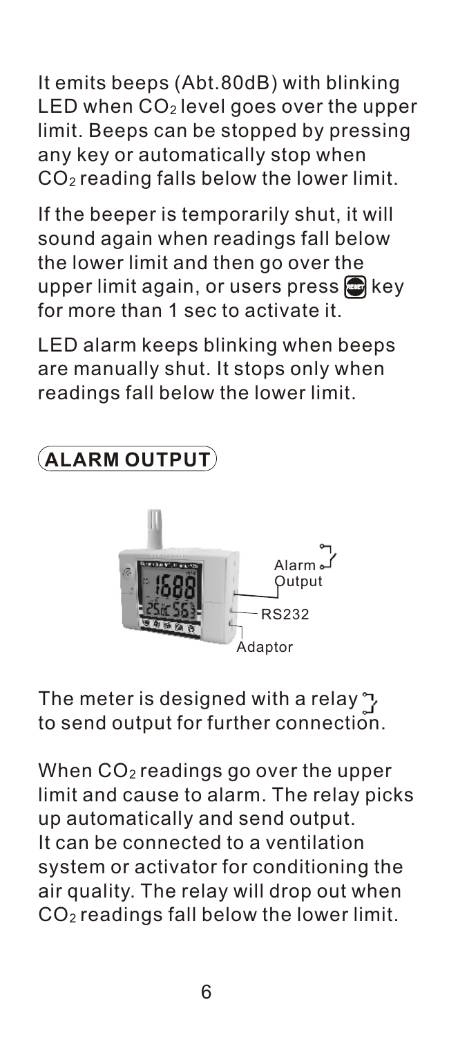It emits beeps (Abt.80dB) with blinking LED when $CO_2$ level goes over the upper limit. Beeps can be stopped by pressing any key or automatically stop when $CO_2$ reading falls below the lower limit.

If the beeper is temporarily shut, it will sound again when readings fall below the lower limit and then go over the upper limit again, or users press RESET key for more than 1 sec to activate it.

LED alarm keeps blinking when beeps are manually shut. It stops only when readings fall below the lower limit.

## ALARM OUTPUT

Alarm Output

RS232

Adaptor

The meter is designed with a relay to send output for further connection.

When $CO_2$ readings go over the upper limit and cause to alarm. The relay picks up automatically and send output. It can be connected to a ventilation system or activator for conditioning the air quality. The relay will drop out when $CO_2$ readings fall below the lower limit.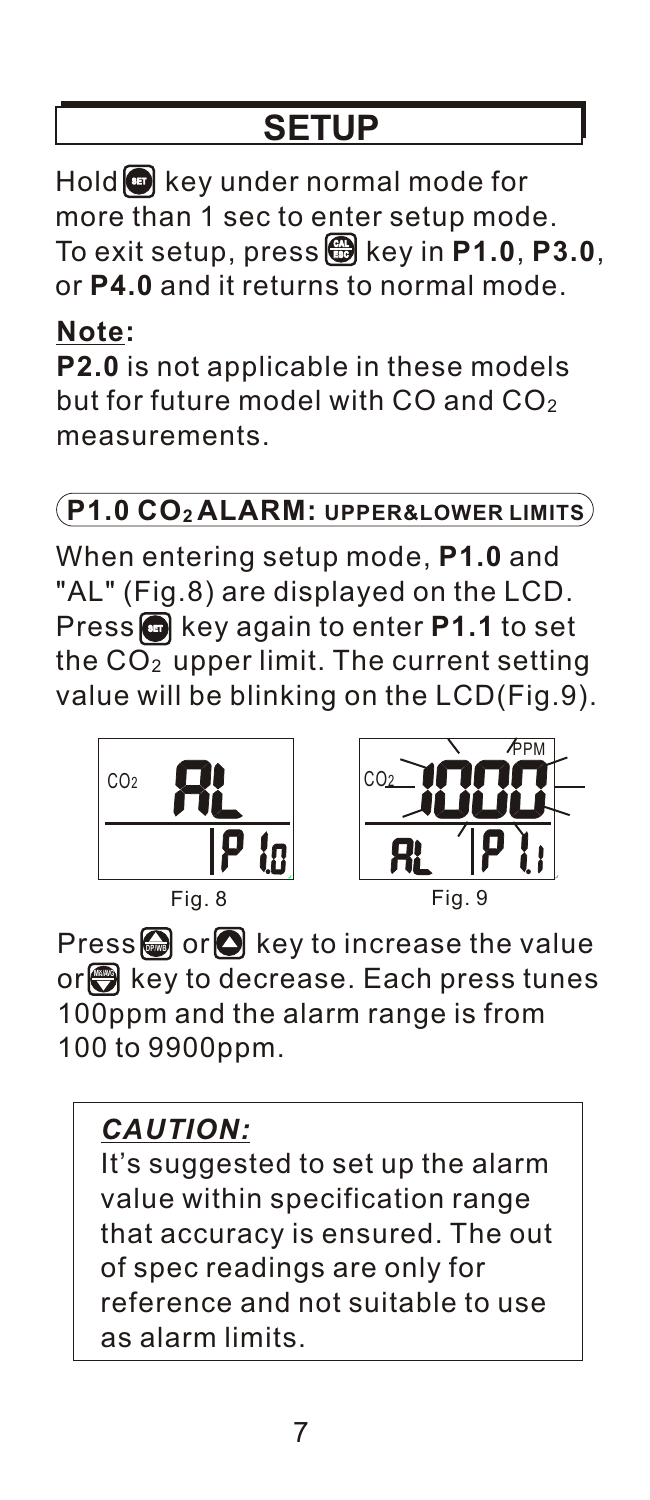# SETUP

Hold SET key under normal mode for more than 1 sec to enter setup mode. To exit setup, press CAL/ESC key in **P1.0**, **P3.0**, or **P4.0** and it returns to normal mode.

**Note:**

**P2.0** is not applicable in these models but for future model with CO and $CO_2$ measurements.

## P1.0 $CO_2$ ALARM: UPPER&LOWER LIMITS

When entering setup mode, **P1.0** and "AL" (Fig.8) are displayed on the LCD. Press SET key again to enter **P1.1** to set the $CO_2$ upper limit. The current setting value will be blinking on the LCD(Fig.9).

Fig. 8

Fig. 9

Press ▲ or ▲ key to increase the value or ▼ key to decrease. Each press tunes 100ppm and the alarm range is from 100 to 9900ppm.

> ***CAUTION:***
>
> It's suggested to set up the alarm value within specification range that accuracy is ensured. The out of spec readings are only for reference and not suitable to use as alarm limits.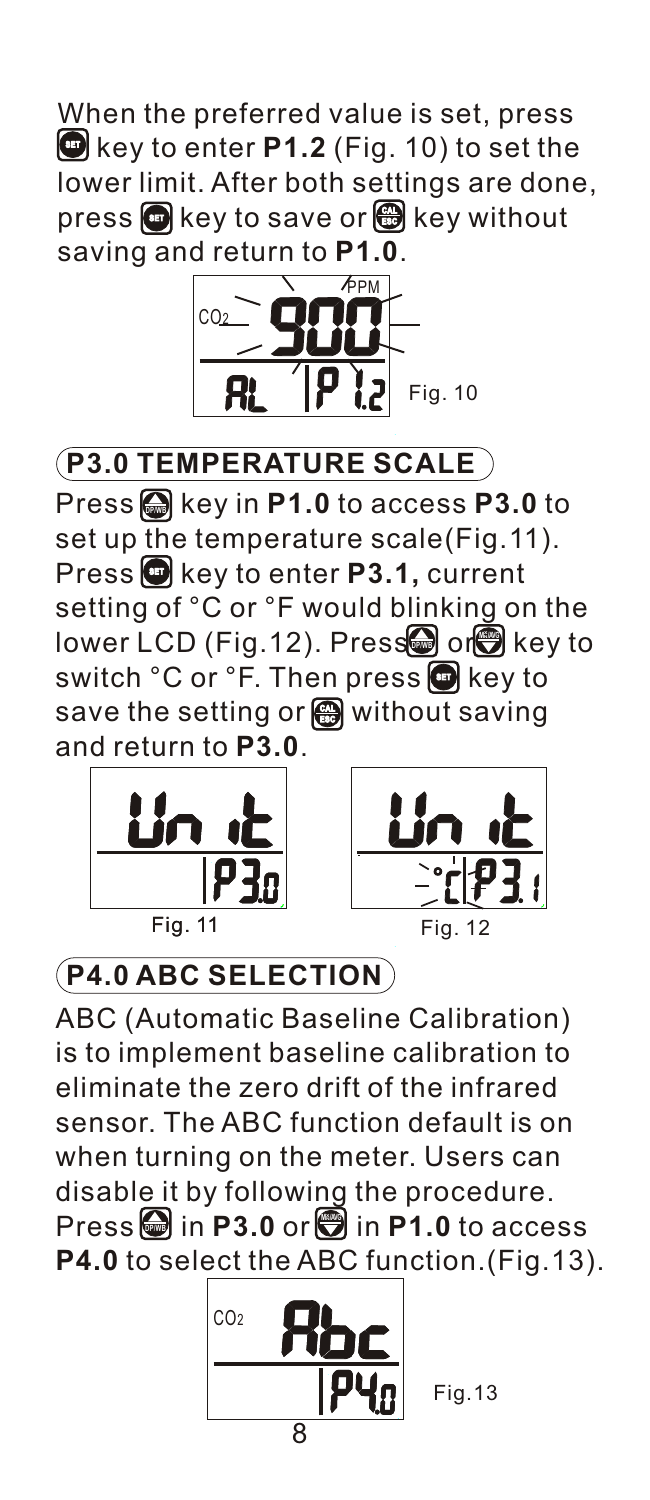When the preferred value is set, press SET key to enter **P1.2** (Fig. 10) to set the lower limit. After both settings are done, press SET key to save or CAL/ESC key without saving and return to **P1.0**.

Fig. 10

## P3.0 TEMPERATURE SCALE

Press DP/WB key in **P1.0** to access **P3.0** to set up the temperature scale(Fig.11). Press SET key to enter **P3.1,** current setting of °C or °F would blinking on the lower LCD (Fig.12). Press DP/WB or MX/MN key to switch °C or °F. Then press SET key to save the setting or CAL/ESC without saving and return to **P3.0**.

Fig. 11

Fig. 12

## P4.0 ABC SELECTION

ABC (Automatic Baseline Calibration) is to implement baseline calibration to eliminate the zero drift of the infrared sensor. The ABC function default is on when turning on the meter. Users can disable it by following the procedure. Press DP/WB in **P3.0** or MX/MN in **P1.0** to access **P4.0** to select the ABC function.(Fig.13).

Fig.13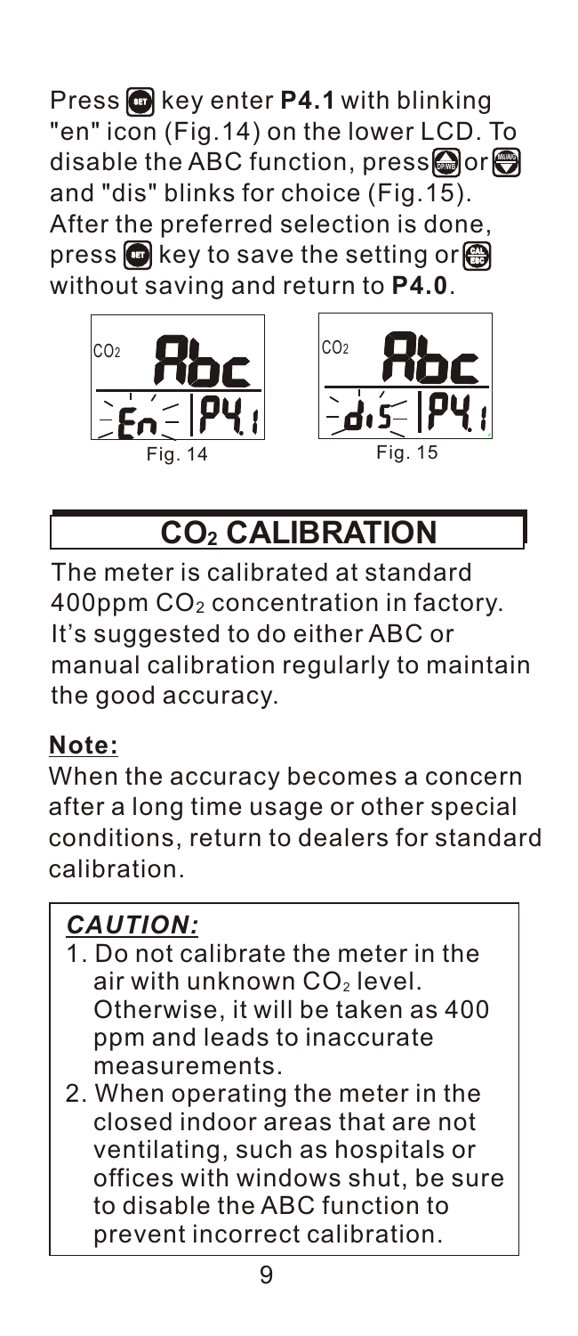Press SET key enter **P4.1** with blinking "en" icon (Fig.14) on the lower LCD. To disable the ABC function, press ▲ or ▼ and "dis" blinks for choice (Fig.15). After the preferred selection is done, press SET key to save the setting or ESC without saving and return to **P4.0**.

Fig. 14

Fig. 15

## $CO_2$ CALIBRATION

The meter is calibrated at standard 400ppm $CO_2$ concentration in factory. It's suggested to do either ABC or manual calibration regularly to maintain the good accuracy.

**Note:**

When the accuracy becomes a concern after a long time usage or other special conditions, return to dealers for standard calibration.

***CAUTION:***

1. Do not calibrate the meter in the air with unknown $CO_2$ level. Otherwise, it will be taken as 400 ppm and leads to inaccurate measurements.
2. When operating the meter in the closed indoor areas that are not ventilating, such as hospitals or offices with windows shut, be sure to disable the ABC function to prevent incorrect calibration.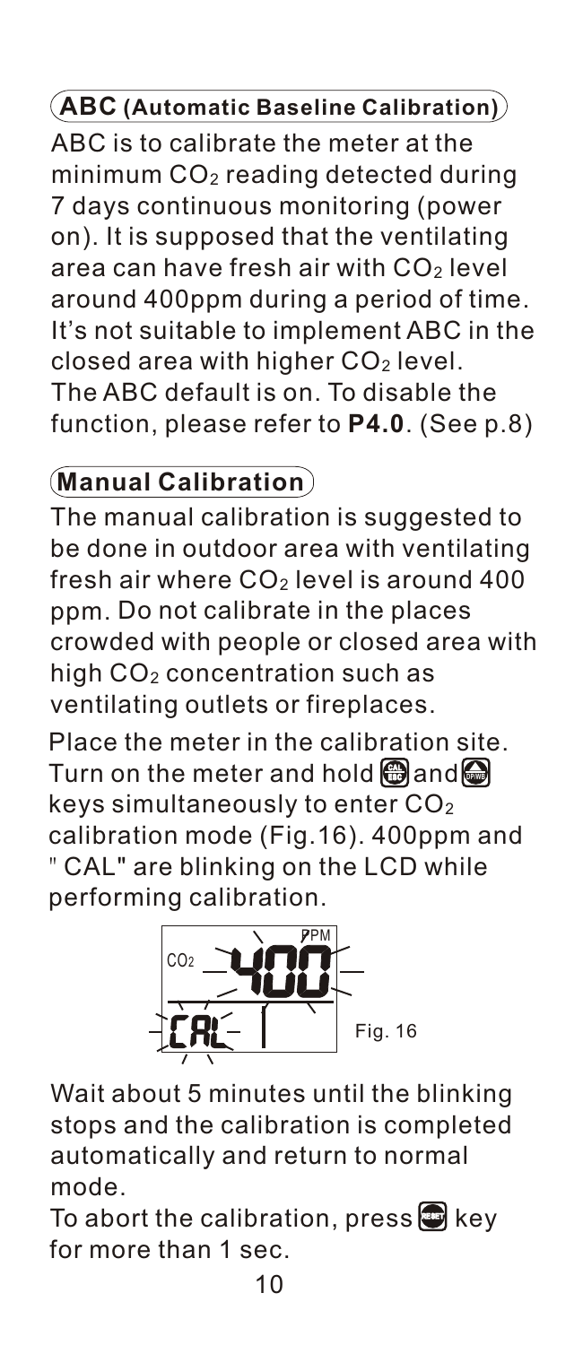## ABC (Automatic Baseline Calibration)

ABC is to calibrate the meter at the minimum $CO_2$ reading detected during 7 days continuous monitoring (power on). It is supposed that the ventilating area can have fresh air with $CO_2$ level around 400ppm during a period of time. It's not suitable to implement ABC in the closed area with higher $CO_2$ level. The ABC default is on. To disable the function, please refer to **P4.0**. (See p.8)

## Manual Calibration

The manual calibration is suggested to be done in outdoor area with ventilating fresh air where $CO_2$ level is around 400 ppm. Do not calibrate in the places crowded with people or closed area with high $CO_2$ concentration such as ventilating outlets or fireplaces.

Place the meter in the calibration site. Turn on the meter and hold CAL/ABC and DP/WB keys simultaneously to enter $CO_2$ calibration mode (Fig.16). 400ppm and " CAL" are blinking on the LCD while performing calibration.

Fig. 16

Wait about 5 minutes until the blinking stops and the calibration is completed automatically and return to normal mode.

To abort the calibration, press RESET key for more than 1 sec.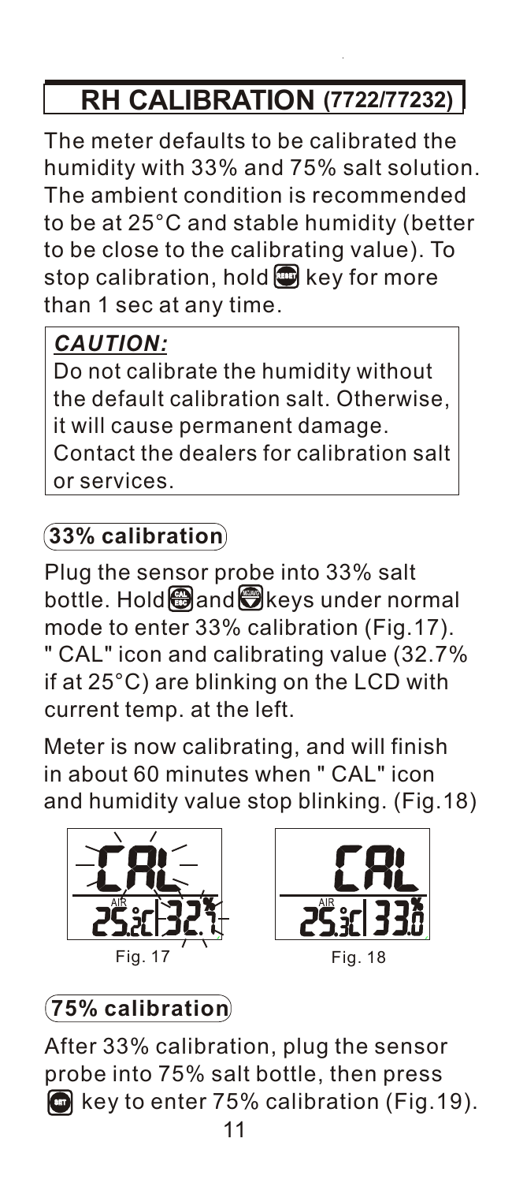# RH CALIBRATION (7722/77232)

The meter defaults to be calibrated the humidity with 33% and 75% salt solution. The ambient condition is recommended to be at 25°C and stable humidity (better to be close to the calibrating value). To stop calibration, hold key for more than 1 sec at any time.

> ***CAUTION:***
> Do not calibrate the humidity without the default calibration salt. Otherwise, it will cause permanent damage. Contact the dealers for calibration salt or services.

## 33% calibration

Plug the sensor probe into 33% salt bottle. Hold and keys under normal mode to enter 33% calibration (Fig.17). " CAL" icon and calibrating value (32.7% if at 25°C) are blinking on the LCD with current temp. at the left.

Meter is now calibrating, and will finish in about 60 minutes when " CAL" icon and humidity value stop blinking. (Fig.18)

Fig. 17

Fig. 18

## 75% calibration

After 33% calibration, plug the sensor probe into 75% salt bottle, then press key to enter 75% calibration (Fig.19).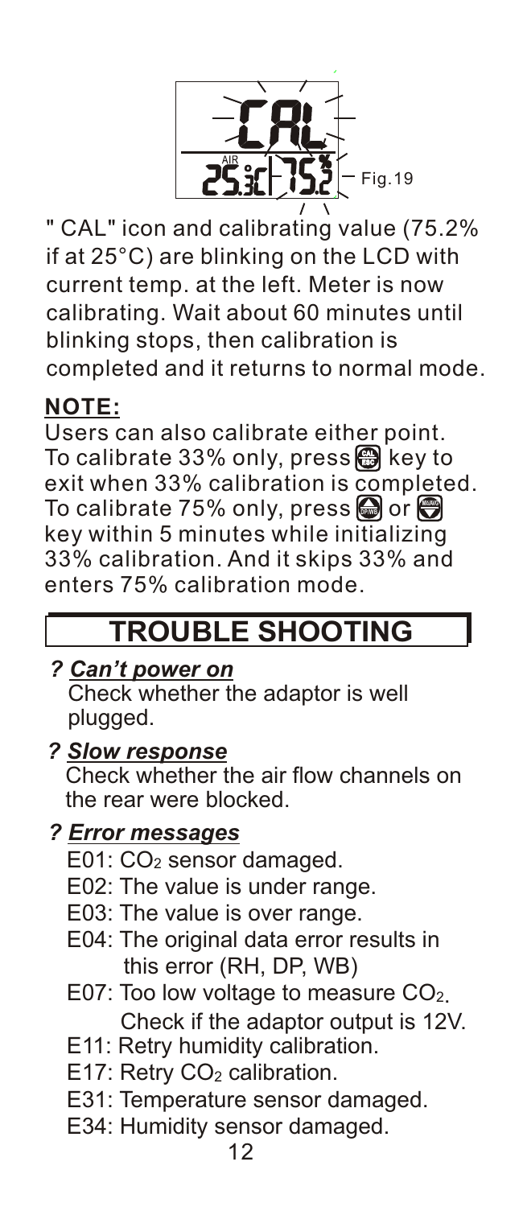Fig.19

" CAL" icon and calibrating value (75.2% if at 25°C) are blinking on the LCD with current temp. at the left. Meter is now calibrating. Wait about 60 minutes until blinking stops, then calibration is completed and it returns to normal mode.

**NOTE:**

Users can also calibrate either point. To calibrate 33% only, press CAL/ESC key to exit when 33% calibration is completed. To calibrate 75% only, press DP/WB or MX/AVG key within 5 minutes while initializing 33% calibration. And it skips 33% and enters 75% calibration mode.

# TROUBLE SHOOTING

***? Can't power on***

Check whether the adaptor is well plugged.

***? Slow response***

Check whether the air flow channels on the rear were blocked.

***? Error messages***

- E01: $CO_2$ sensor damaged.
- E02: The value is under range.
- E03: The value is over range.
- E04: The original data error results in this error (RH, DP, WB)
- E07: Too low voltage to measure $CO_2$. Check if the adaptor output is 12V.
- E11: Retry humidity calibration.
- E17: Retry $CO_2$ calibration.
- E31: Temperature sensor damaged.
- E34: Humidity sensor damaged.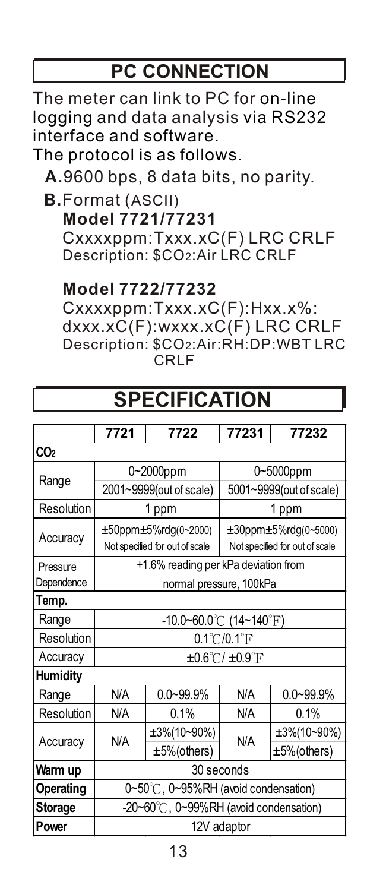## PC CONNECTION

The meter can link to PC for on-line logging and data analysis via RS232 interface and software.

The protocol is as follows.

**A.** 9600 bps, 8 data bits, no parity.

**B.** Format (ASCII)

**Model 7721/77231**

Cxxxxppm:Txxx.xC(F) LRC CRLF

Description: $CO2:Air LRC CRLF

**Model 7722/77232**

Cxxxxppm:Txxx.xC(F):Hxx.x%:dxxx.xC(F):wxxx.xC(F) LRC CRLF

Description: $CO2:Air:RH:DP:WBT LRC CRLF

## SPECIFICATION

| | 7721 | 7722 | 77231 | 77232 |
|---|---|---|---|---|
| **$CO_2$** | | | | |
| Range | 0~2000ppm<br>2001~9999(out of scale) | | 0~5000ppm<br>5001~9999(out of scale) | |
| Resolution | 1 ppm | | 1 ppm | |
| Accuracy | ±50ppm±5%rdg(0~2000)<br>Not specified for out of scale | | ±30ppm±5%rdg(0~5000)<br>Not specified for out of scale | |
| Pressure Dependence | +1.6% reading per kPa deviation from normal pressure, 100kPa | | | |
| **Temp.** | | | | |
| Range | -10.0~60.0℃ (14~140℉) | | | |
| Resolution | 0.1℃/0.1℉ | | | |
| Accuracy | ±0.6℃/ ±0.9℉ | | | |
| **Humidity** | | | | |
| Range | N/A | 0.0~99.9% | N/A | 0.0~99.9% |
| Resolution | N/A | 0.1% | N/A | 0.1% |
| Accuracy | N/A | ±3%(10~90%)<br>±5%(others) | N/A | ±3%(10~90%)<br>±5%(others) |
| **Warm up** | 30 seconds | | | |
| **Operating** | 0~50℃, 0~95%RH (avoid condensation) | | | |
| **Storage** | -20~60℃, 0~99%RH (avoid condensation) | | | |
| **Power** | 12V adaptor | | | |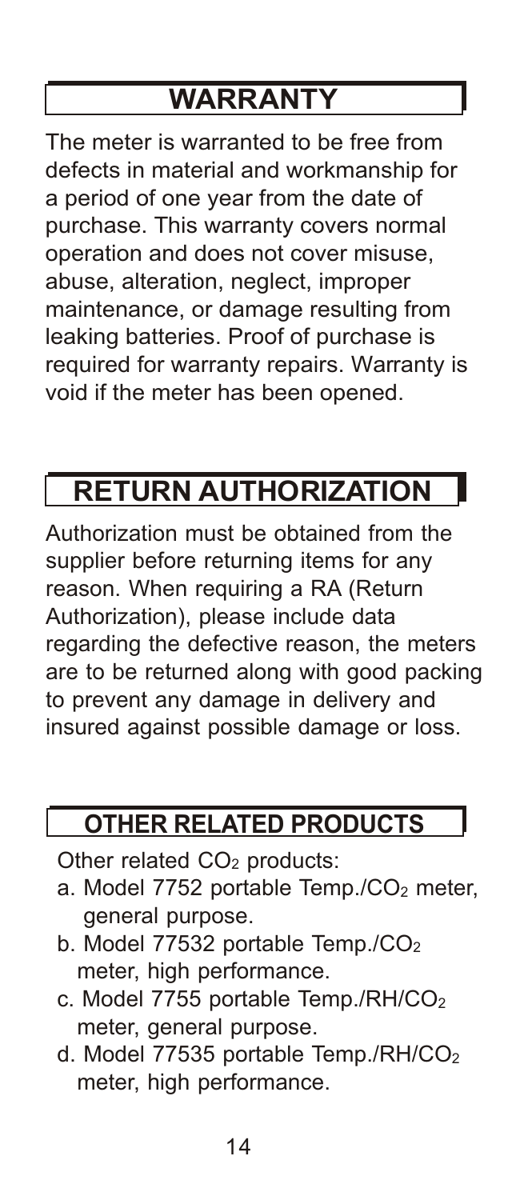## WARRANTY

The meter is warranted to be free from defects in material and workmanship for a period of one year from the date of purchase. This warranty covers normal operation and does not cover misuse, abuse, alteration, neglect, improper maintenance, or damage resulting from leaking batteries. Proof of purchase is required for warranty repairs. Warranty is void if the meter has been opened.

## RETURN AUTHORIZATION

Authorization must be obtained from the supplier before returning items for any reason. When requiring a RA (Return Authorization), please include data regarding the defective reason, the meters are to be returned along with good packing to prevent any damage in delivery and insured against possible damage or loss.

## OTHER RELATED PRODUCTS

Other related $CO_2$ products:

a. Model 7752 portable Temp./$CO_2$ meter, general purpose.
b. Model 77532 portable Temp./$CO_2$ meter, high performance.
c. Model 7755 portable Temp./RH/$CO_2$ meter, general purpose.
d. Model 77535 portable Temp./RH/$CO_2$ meter, high performance.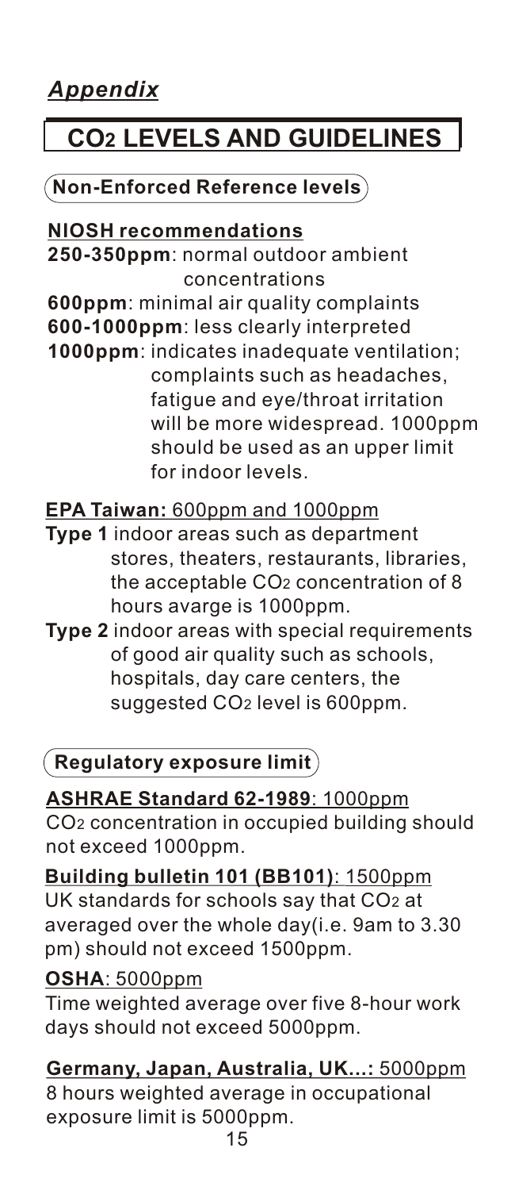*Appendix*

# $CO_2$ LEVELS AND GUIDELINES

## Non-Enforced Reference levels

**NIOSH recommendations**

**250-350ppm**: normal outdoor ambient concentrations

**600ppm**: minimal air quality complaints

**600-1000ppm**: less clearly interpreted

**1000ppm**: indicates inadequate ventilation; complaints such as headaches, fatigue and eye/throat irritation will be more widespread. 1000ppm should be used as an upper limit for indoor levels.

**EPA Taiwan:** 600ppm and 1000ppm

**Type 1** indoor areas such as department stores, theaters, restaurants, libraries, the acceptable $CO_2$ concentration of 8 hours avarge is 1000ppm.

**Type 2** indoor areas with special requirements of good air quality such as schools, hospitals, day care centers, the suggested $CO_2$ level is 600ppm.

## Regulatory exposure limit

**ASHRAE Standard 62-1989**: 1000ppm

$CO_2$ concentration in occupied building should not exceed 1000ppm.

**Building bulletin 101 (BB101)**: 1500ppm

UK standards for schools say that $CO_2$ at averaged over the whole day(i.e. 9am to 3.30 pm) should not exceed 1500ppm.

**OSHA**: 5000ppm

Time weighted average over five 8-hour work days should not exceed 5000ppm.

**Germany, Japan, Australia, UK...:** 5000ppm

8 hours weighted average in occupational exposure limit is 5000ppm.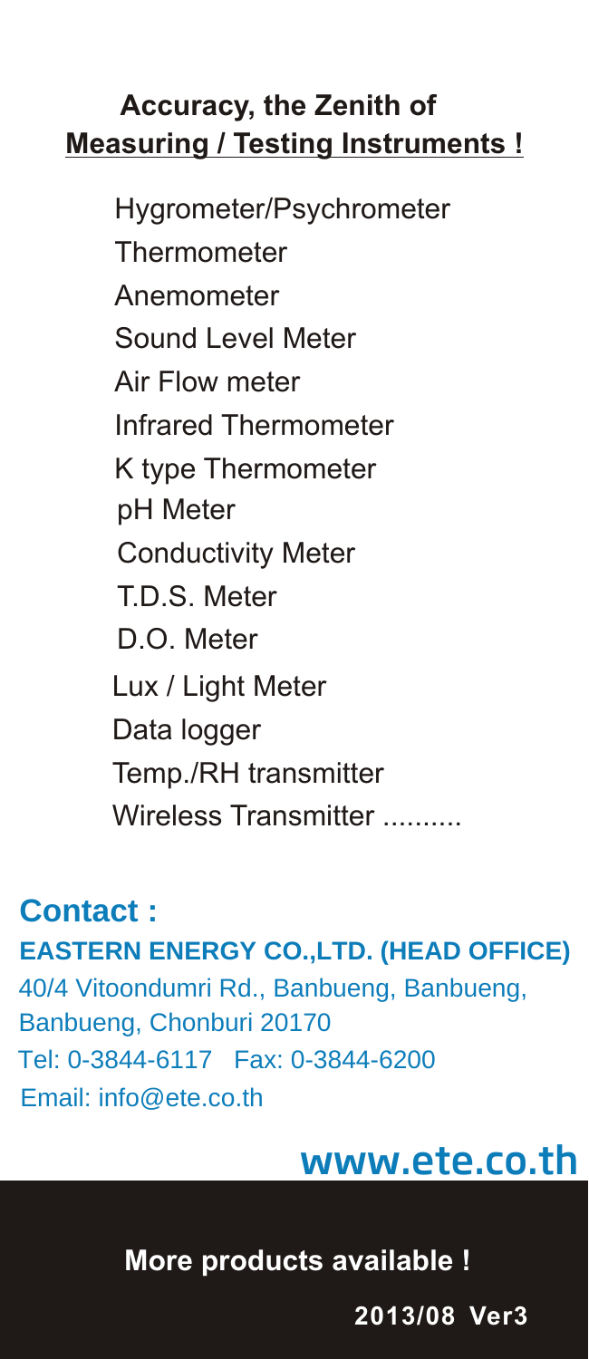**Accuracy, the Zenith of**
**Measuring / Testing Instruments !**

- Hygrometer/Psychrometer
- Thermometer
- Anemometer
- Sound Level Meter
- Air Flow meter
- Infrared Thermometer
- K type Thermometer
- pH Meter
- Conductivity Meter
- T.D.S. Meter
- D.O. Meter
- Lux / Light Meter
- Data logger
- Temp./RH transmitter
- Wireless Transmitter ..........

## Contact :

**EASTERN ENERGY CO.,LTD. (HEAD OFFICE)**

40/4 Vitoondumri Rd., Banbueng, Banbueng, Banbueng, Chonburi 20170

Tel: 0-3844-6117 Fax: 0-3844-6200

Email: info@ete.co.th

## www.ete.co.th

**More products available !**

**2013/08 Ver3**